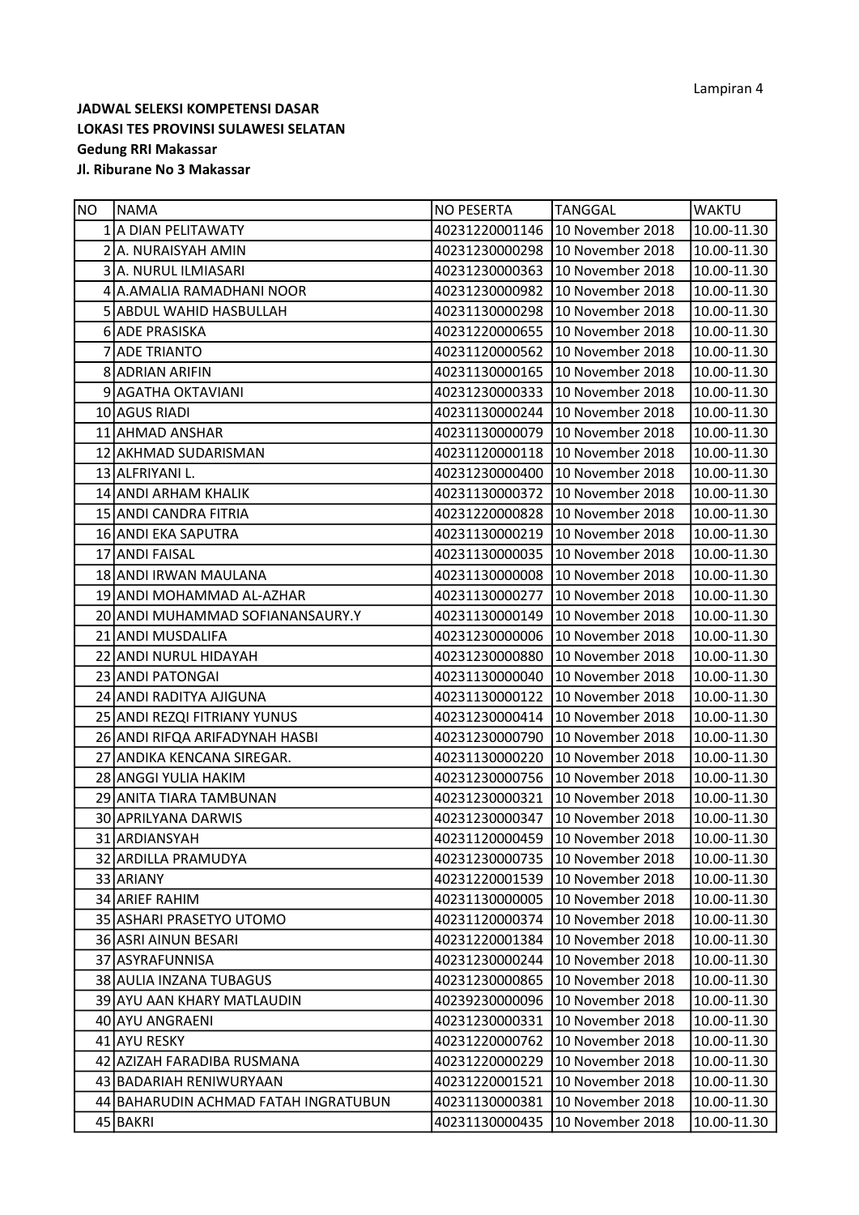Lampiran 4

**JADWAL SELEKSI KOMPETENSI DASAR**
**LOKASI TES PROVINSI SULAWESI SELATAN**
**Gedung RRI Makassar**
**Jl. Riburane No 3 Makassar**

| NO | NAMA | NO PESERTA | TANGGAL | WAKTU |
|---|---|---|---|---|
| 1 | A DIAN PELITAWATY | 40231220001146 | 10 November 2018 | 10.00-11.30 |
| 2 | A. NURAISYAH AMIN | 40231230000298 | 10 November 2018 | 10.00-11.30 |
| 3 | A. NURUL ILMIASARI | 40231230000363 | 10 November 2018 | 10.00-11.30 |
| 4 | A.AMALIA RAMADHANI NOOR | 40231230000982 | 10 November 2018 | 10.00-11.30 |
| 5 | ABDUL WAHID HASBULLAH | 40231130000298 | 10 November 2018 | 10.00-11.30 |
| 6 | ADE PRASISKA | 40231220000655 | 10 November 2018 | 10.00-11.30 |
| 7 | ADE TRIANTO | 40231120000562 | 10 November 2018 | 10.00-11.30 |
| 8 | ADRIAN ARIFIN | 40231130000165 | 10 November 2018 | 10.00-11.30 |
| 9 | AGATHA OKTAVIANI | 40231230000333 | 10 November 2018 | 10.00-11.30 |
| 10 | AGUS RIADI | 40231130000244 | 10 November 2018 | 10.00-11.30 |
| 11 | AHMAD ANSHAR | 40231130000079 | 10 November 2018 | 10.00-11.30 |
| 12 | AKHMAD SUDARISMAN | 40231120000118 | 10 November 2018 | 10.00-11.30 |
| 13 | ALFRIYANI L. | 40231230000400 | 10 November 2018 | 10.00-11.30 |
| 14 | ANDI ARHAM KHALIK | 40231130000372 | 10 November 2018 | 10.00-11.30 |
| 15 | ANDI CANDRA FITRIA | 40231220000828 | 10 November 2018 | 10.00-11.30 |
| 16 | ANDI EKA SAPUTRA | 40231130000219 | 10 November 2018 | 10.00-11.30 |
| 17 | ANDI FAISAL | 40231130000035 | 10 November 2018 | 10.00-11.30 |
| 18 | ANDI IRWAN MAULANA | 40231130000008 | 10 November 2018 | 10.00-11.30 |
| 19 | ANDI MOHAMMAD AL-AZHAR | 40231130000277 | 10 November 2018 | 10.00-11.30 |
| 20 | ANDI MUHAMMAD SOFIANANSAURY.Y | 40231130000149 | 10 November 2018 | 10.00-11.30 |
| 21 | ANDI MUSDALIFA | 40231230000006 | 10 November 2018 | 10.00-11.30 |
| 22 | ANDI NURUL HIDAYAH | 40231230000880 | 10 November 2018 | 10.00-11.30 |
| 23 | ANDI PATONGAI | 40231130000040 | 10 November 2018 | 10.00-11.30 |
| 24 | ANDI RADITYA AJIGUNA | 40231130000122 | 10 November 2018 | 10.00-11.30 |
| 25 | ANDI REZQI FITRIANY YUNUS | 40231230000414 | 10 November 2018 | 10.00-11.30 |
| 26 | ANDI RIFQA ARIFADYNAH HASBI | 40231230000790 | 10 November 2018 | 10.00-11.30 |
| 27 | ANDIKA KENCANA SIREGAR. | 40231130000220 | 10 November 2018 | 10.00-11.30 |
| 28 | ANGGI YULIA HAKIM | 40231230000756 | 10 November 2018 | 10.00-11.30 |
| 29 | ANITA TIARA TAMBUNAN | 40231230000321 | 10 November 2018 | 10.00-11.30 |
| 30 | APRILYANA DARWIS | 40231230000347 | 10 November 2018 | 10.00-11.30 |
| 31 | ARDIANSYAH | 40231120000459 | 10 November 2018 | 10.00-11.30 |
| 32 | ARDILLA PRAMUDYA | 40231230000735 | 10 November 2018 | 10.00-11.30 |
| 33 | ARIANY | 40231220001539 | 10 November 2018 | 10.00-11.30 |
| 34 | ARIEF RAHIM | 40231130000005 | 10 November 2018 | 10.00-11.30 |
| 35 | ASHARI PRASETYO UTOMO | 40231120000374 | 10 November 2018 | 10.00-11.30 |
| 36 | ASRI AINUN BESARI | 40231220001384 | 10 November 2018 | 10.00-11.30 |
| 37 | ASYRAFUNNISA | 40231230000244 | 10 November 2018 | 10.00-11.30 |
| 38 | AULIA INZANA TUBAGUS | 40231230000865 | 10 November 2018 | 10.00-11.30 |
| 39 | AYU AAN KHARY MATLAUDIN | 40239230000096 | 10 November 2018 | 10.00-11.30 |
| 40 | AYU ANGRAENI | 40231230000331 | 10 November 2018 | 10.00-11.30 |
| 41 | AYU RESKY | 40231220000762 | 10 November 2018 | 10.00-11.30 |
| 42 | AZIZAH FARADIBA RUSMANA | 40231220000229 | 10 November 2018 | 10.00-11.30 |
| 43 | BADARIAH RENIWURYAAN | 40231220001521 | 10 November 2018 | 10.00-11.30 |
| 44 | BAHARUDIN ACHMAD FATAH INGRATUBUN | 40231130000381 | 10 November 2018 | 10.00-11.30 |
| 45 | BAKRI | 40231130000435 | 10 November 2018 | 10.00-11.30 |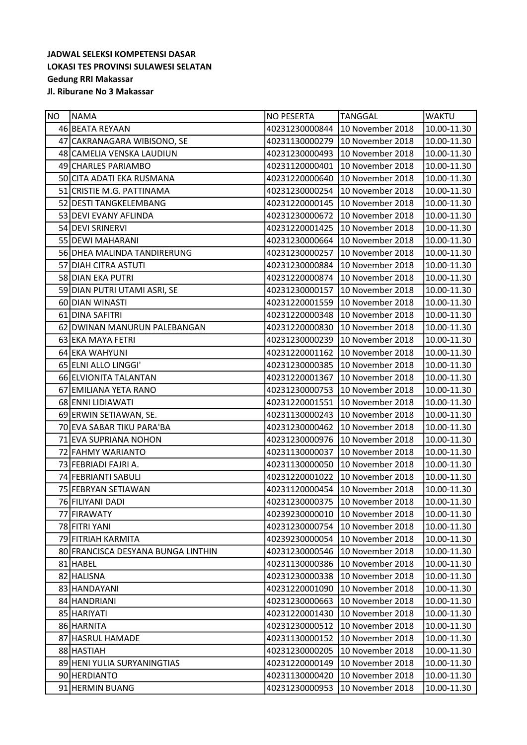**JADWAL SELEKSI KOMPETENSI DASAR**
**LOKASI TES PROVINSI SULAWESI SELATAN**
**Gedung RRI Makassar**
**Jl. Riburane No 3 Makassar**

| NO | NAMA | NO PESERTA | TANGGAL | WAKTU |
|---|---|---|---|---|
| 46 | BEATA REYAAN | 40231230000844 | 10 November 2018 | 10.00-11.30 |
| 47 | CAKRANAGARA WIBISONO, SE | 40231130000279 | 10 November 2018 | 10.00-11.30 |
| 48 | CAMELIA VENSKA LAUDIUN | 40231230000493 | 10 November 2018 | 10.00-11.30 |
| 49 | CHARLES PARIAMBO | 40231120000401 | 10 November 2018 | 10.00-11.30 |
| 50 | CITA ADATI EKA RUSMANA | 40231220000640 | 10 November 2018 | 10.00-11.30 |
| 51 | CRISTIE M.G. PATTINAMA | 40231230000254 | 10 November 2018 | 10.00-11.30 |
| 52 | DESTI TANGKELEMBANG | 40231220000145 | 10 November 2018 | 10.00-11.30 |
| 53 | DEVI EVANY AFLINDA | 40231230000672 | 10 November 2018 | 10.00-11.30 |
| 54 | DEVI SRINERVI | 40231220001425 | 10 November 2018 | 10.00-11.30 |
| 55 | DEWI MAHARANI | 40231230000664 | 10 November 2018 | 10.00-11.30 |
| 56 | DHEA MALINDA TANDIRERUNG | 40231230000257 | 10 November 2018 | 10.00-11.30 |
| 57 | DIAH CITRA ASTUTI | 40231230000884 | 10 November 2018 | 10.00-11.30 |
| 58 | DIAN EKA PUTRI | 40231220000874 | 10 November 2018 | 10.00-11.30 |
| 59 | DIAN PUTRI UTAMI ASRI, SE | 40231230000157 | 10 November 2018 | 10.00-11.30 |
| 60 | DIAN WINASTI | 40231220001559 | 10 November 2018 | 10.00-11.30 |
| 61 | DINA SAFITRI | 40231220000348 | 10 November 2018 | 10.00-11.30 |
| 62 | DWINAN MANURUN PALEBANGAN | 40231220000830 | 10 November 2018 | 10.00-11.30 |
| 63 | EKA MAYA FETRI | 40231230000239 | 10 November 2018 | 10.00-11.30 |
| 64 | EKA WAHYUNI | 40231220001162 | 10 November 2018 | 10.00-11.30 |
| 65 | ELNI ALLO LINGGI' | 40231230000385 | 10 November 2018 | 10.00-11.30 |
| 66 | ELVIONITA TALANTAN | 40231220001367 | 10 November 2018 | 10.00-11.30 |
| 67 | EMILIANA YETA RANO | 40231230000753 | 10 November 2018 | 10.00-11.30 |
| 68 | ENNI LIDIAWATI | 40231220001551 | 10 November 2018 | 10.00-11.30 |
| 69 | ERWIN SETIAWAN, SE. | 40231130000243 | 10 November 2018 | 10.00-11.30 |
| 70 | EVA SABAR TIKU PARA'BA | 40231230000462 | 10 November 2018 | 10.00-11.30 |
| 71 | EVA SUPRIANA NOHON | 40231230000976 | 10 November 2018 | 10.00-11.30 |
| 72 | FAHMY WARIANTO | 40231130000037 | 10 November 2018 | 10.00-11.30 |
| 73 | FEBRIADI FAJRI A. | 40231130000050 | 10 November 2018 | 10.00-11.30 |
| 74 | FEBRIANTI SABULI | 40231220001022 | 10 November 2018 | 10.00-11.30 |
| 75 | FEBRYAN SETIAWAN | 40231120000454 | 10 November 2018 | 10.00-11.30 |
| 76 | FILIYANI DADI | 40231230000375 | 10 November 2018 | 10.00-11.30 |
| 77 | FIRAWATY | 40239230000010 | 10 November 2018 | 10.00-11.30 |
| 78 | FITRI YANI | 40231230000754 | 10 November 2018 | 10.00-11.30 |
| 79 | FITRIAH KARMITA | 40239230000054 | 10 November 2018 | 10.00-11.30 |
| 80 | FRANCISCA DESYANA BUNGA LINTHIN | 40231230000546 | 10 November 2018 | 10.00-11.30 |
| 81 | HABEL | 40231130000386 | 10 November 2018 | 10.00-11.30 |
| 82 | HALISNA | 40231230000338 | 10 November 2018 | 10.00-11.30 |
| 83 | HANDAYANI | 40231220001090 | 10 November 2018 | 10.00-11.30 |
| 84 | HANDRIANI | 40231230000663 | 10 November 2018 | 10.00-11.30 |
| 85 | HARIYATI | 40231220001430 | 10 November 2018 | 10.00-11.30 |
| 86 | HARNITA | 40231230000512 | 10 November 2018 | 10.00-11.30 |
| 87 | HASRUL HAMADE | 40231130000152 | 10 November 2018 | 10.00-11.30 |
| 88 | HASTIAH | 40231230000205 | 10 November 2018 | 10.00-11.30 |
| 89 | HENI YULIA SURYANINGTIAS | 40231220000149 | 10 November 2018 | 10.00-11.30 |
| 90 | HERDIANTO | 40231130000420 | 10 November 2018 | 10.00-11.30 |
| 91 | HERMIN BUANG | 40231230000953 | 10 November 2018 | 10.00-11.30 |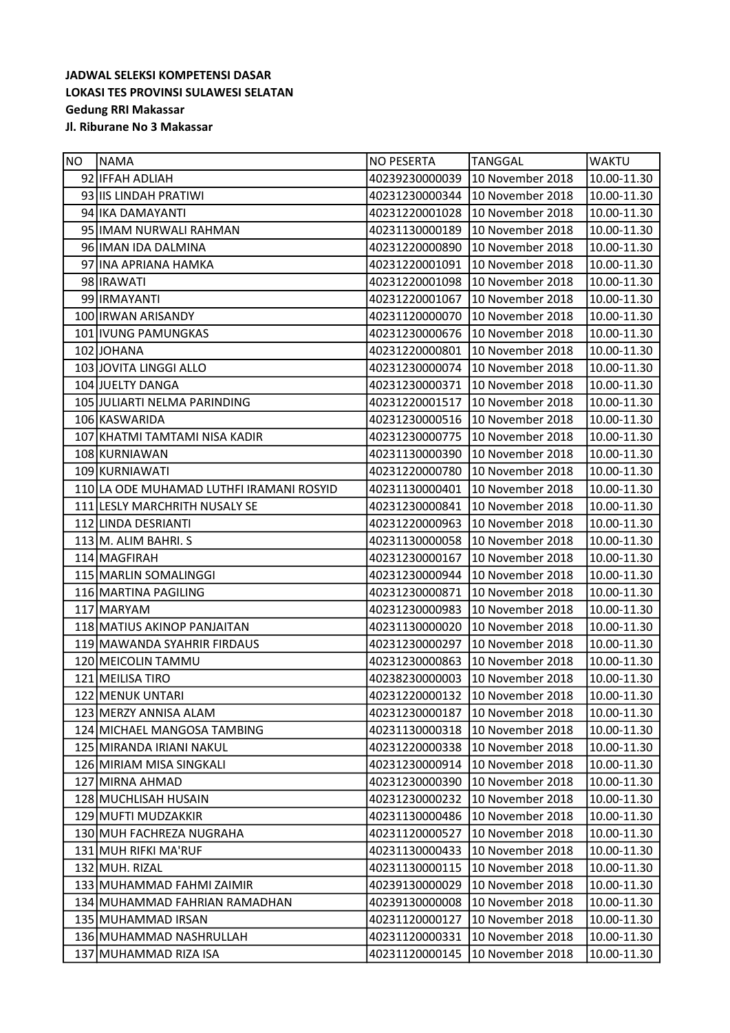**JADWAL SELEKSI KOMPETENSI DASAR**
**LOKASI TES PROVINSI SULAWESI SELATAN**
**Gedung RRI Makassar**
**Jl. Riburane No 3 Makassar**

| NO | NAMA | NO PESERTA | TANGGAL | WAKTU |
|---|---|---|---|---|
| 92 | IFFAH ADLIAH | 40239230000039 | 10 November 2018 | 10.00-11.30 |
| 93 | IIS LINDAH PRATIWI | 40231230000344 | 10 November 2018 | 10.00-11.30 |
| 94 | IKA DAMAYANTI | 40231220001028 | 10 November 2018 | 10.00-11.30 |
| 95 | IMAM NURWALI RAHMAN | 40231130000189 | 10 November 2018 | 10.00-11.30 |
| 96 | IMAN IDA DALMINA | 40231220000890 | 10 November 2018 | 10.00-11.30 |
| 97 | INA APRIANA HAMKA | 40231220001091 | 10 November 2018 | 10.00-11.30 |
| 98 | IRAWATI | 40231220001098 | 10 November 2018 | 10.00-11.30 |
| 99 | IRMAYANTI | 40231220001067 | 10 November 2018 | 10.00-11.30 |
| 100 | IRWAN ARISANDY | 40231120000070 | 10 November 2018 | 10.00-11.30 |
| 101 | IVUNG PAMUNGKAS | 40231230000676 | 10 November 2018 | 10.00-11.30 |
| 102 | JOHANA | 40231220000801 | 10 November 2018 | 10.00-11.30 |
| 103 | JOVITA LINGGI ALLO | 40231230000074 | 10 November 2018 | 10.00-11.30 |
| 104 | JUELTY DANGA | 40231230000371 | 10 November 2018 | 10.00-11.30 |
| 105 | JULIARTI NELMA PARINDING | 40231220001517 | 10 November 2018 | 10.00-11.30 |
| 106 | KASWARIDA | 40231230000516 | 10 November 2018 | 10.00-11.30 |
| 107 | KHATMI TAMTAMI NISA KADIR | 40231230000775 | 10 November 2018 | 10.00-11.30 |
| 108 | KURNIAWAN | 40231130000390 | 10 November 2018 | 10.00-11.30 |
| 109 | KURNIAWATI | 40231220000780 | 10 November 2018 | 10.00-11.30 |
| 110 | LA ODE MUHAMAD LUTHFI IRAMANI ROSYID | 40231130000401 | 10 November 2018 | 10.00-11.30 |
| 111 | LESLY MARCHRITH NUSALY SE | 40231230000841 | 10 November 2018 | 10.00-11.30 |
| 112 | LINDA DESRIANTI | 40231220000963 | 10 November 2018 | 10.00-11.30 |
| 113 | M. ALIM BAHRI. S | 40231130000058 | 10 November 2018 | 10.00-11.30 |
| 114 | MAGFIRAH | 40231230000167 | 10 November 2018 | 10.00-11.30 |
| 115 | MARLIN SOMALINGGI | 40231230000944 | 10 November 2018 | 10.00-11.30 |
| 116 | MARTINA PAGILING | 40231230000871 | 10 November 2018 | 10.00-11.30 |
| 117 | MARYAM | 40231230000983 | 10 November 2018 | 10.00-11.30 |
| 118 | MATIUS AKINOP PANJAITAN | 40231130000020 | 10 November 2018 | 10.00-11.30 |
| 119 | MAWANDA SYAHRIR FIRDAUS | 40231230000297 | 10 November 2018 | 10.00-11.30 |
| 120 | MEICOLIN TAMMU | 40231230000863 | 10 November 2018 | 10.00-11.30 |
| 121 | MEILISA TIRO | 40238230000003 | 10 November 2018 | 10.00-11.30 |
| 122 | MENUK UNTARI | 40231220000132 | 10 November 2018 | 10.00-11.30 |
| 123 | MERZY ANNISA ALAM | 40231230000187 | 10 November 2018 | 10.00-11.30 |
| 124 | MICHAEL MANGOSA TAMBING | 40231130000318 | 10 November 2018 | 10.00-11.30 |
| 125 | MIRANDA IRIANI NAKUL | 40231220000338 | 10 November 2018 | 10.00-11.30 |
| 126 | MIRIAM MISA SINGKALI | 40231230000914 | 10 November 2018 | 10.00-11.30 |
| 127 | MIRNA AHMAD | 40231230000390 | 10 November 2018 | 10.00-11.30 |
| 128 | MUCHLISAH HUSAIN | 40231230000232 | 10 November 2018 | 10.00-11.30 |
| 129 | MUFTI MUDZAKKIR | 40231130000486 | 10 November 2018 | 10.00-11.30 |
| 130 | MUH FACHREZA NUGRAHA | 40231120000527 | 10 November 2018 | 10.00-11.30 |
| 131 | MUH RIFKI MA'RUF | 40231130000433 | 10 November 2018 | 10.00-11.30 |
| 132 | MUH. RIZAL | 40231130000115 | 10 November 2018 | 10.00-11.30 |
| 133 | MUHAMMAD FAHMI ZAIMIR | 40239130000029 | 10 November 2018 | 10.00-11.30 |
| 134 | MUHAMMAD FAHRIAN RAMADHAN | 40239130000008 | 10 November 2018 | 10.00-11.30 |
| 135 | MUHAMMAD IRSAN | 40231120000127 | 10 November 2018 | 10.00-11.30 |
| 136 | MUHAMMAD NASHRULLAH | 40231120000331 | 10 November 2018 | 10.00-11.30 |
| 137 | MUHAMMAD RIZA ISA | 40231120000145 | 10 November 2018 | 10.00-11.30 |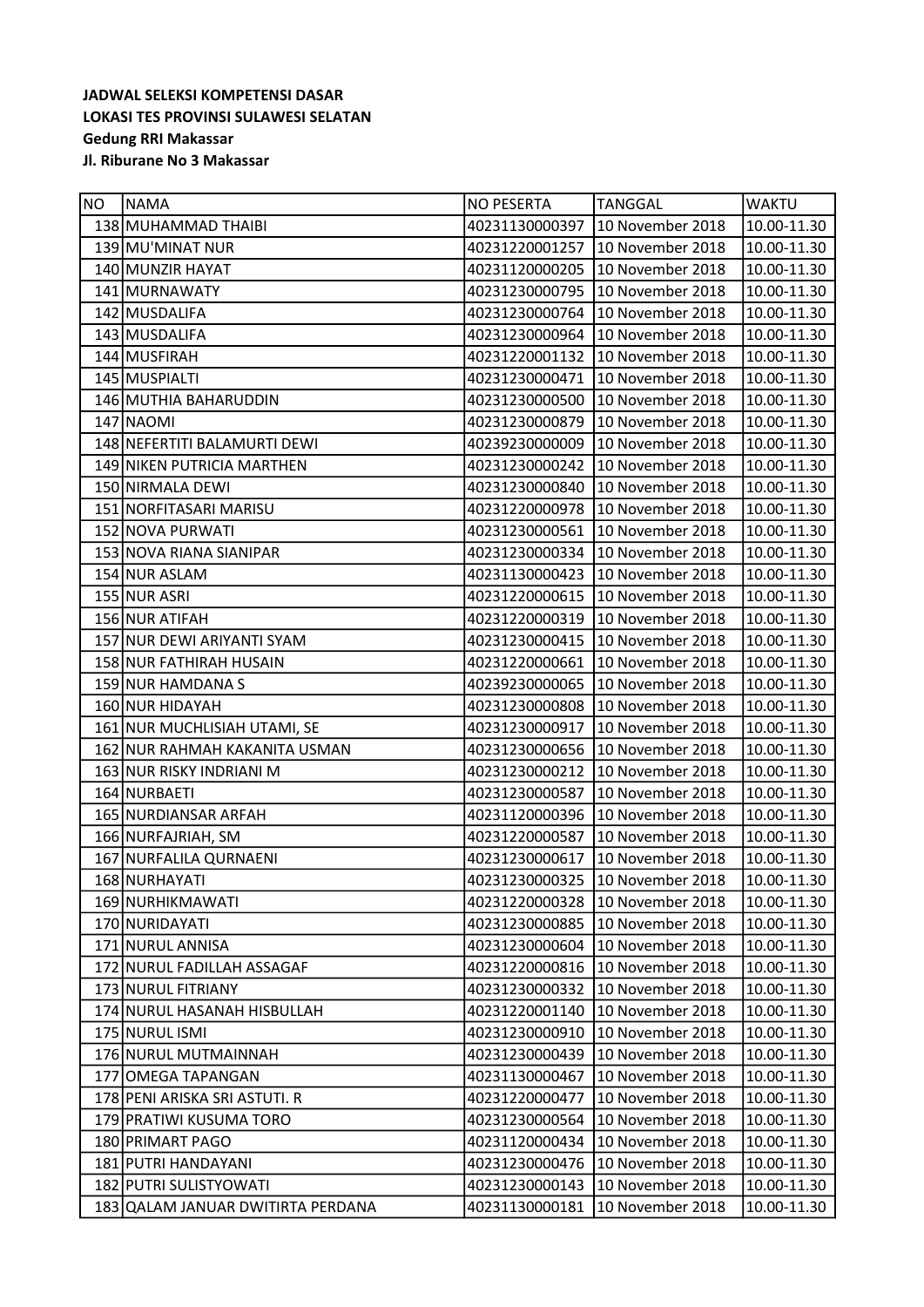**JADWAL SELEKSI KOMPETENSI DASAR**
**LOKASI TES PROVINSI SULAWESI SELATAN**
**Gedung RRI Makassar**
**Jl. Riburane No 3 Makassar**

| NO | NAMA | NO PESERTA | TANGGAL | WAKTU |
|---|---|---|---|---|
| 138 | MUHAMMAD THAIBI | 40231130000397 | 10 November 2018 | 10.00-11.30 |
| 139 | MU'MINAT NUR | 40231220001257 | 10 November 2018 | 10.00-11.30 |
| 140 | MUNZIR HAYAT | 40231120000205 | 10 November 2018 | 10.00-11.30 |
| 141 | MURNAWATY | 40231230000795 | 10 November 2018 | 10.00-11.30 |
| 142 | MUSDALIFA | 40231230000764 | 10 November 2018 | 10.00-11.30 |
| 143 | MUSDALIFA | 40231230000964 | 10 November 2018 | 10.00-11.30 |
| 144 | MUSFIRAH | 40231220001132 | 10 November 2018 | 10.00-11.30 |
| 145 | MUSPIALTI | 40231230000471 | 10 November 2018 | 10.00-11.30 |
| 146 | MUTHIA BAHARUDDIN | 40231230000500 | 10 November 2018 | 10.00-11.30 |
| 147 | NAOMI | 40231230000879 | 10 November 2018 | 10.00-11.30 |
| 148 | NEFERTITI BALAMURTI DEWI | 40239230000009 | 10 November 2018 | 10.00-11.30 |
| 149 | NIKEN PUTRICIA MARTHEN | 40231230000242 | 10 November 2018 | 10.00-11.30 |
| 150 | NIRMALA DEWI | 40231230000840 | 10 November 2018 | 10.00-11.30 |
| 151 | NORFITASARI MARISU | 40231220000978 | 10 November 2018 | 10.00-11.30 |
| 152 | NOVA PURWATI | 40231230000561 | 10 November 2018 | 10.00-11.30 |
| 153 | NOVA RIANA SIANIPAR | 40231230000334 | 10 November 2018 | 10.00-11.30 |
| 154 | NUR ASLAM | 40231130000423 | 10 November 2018 | 10.00-11.30 |
| 155 | NUR ASRI | 40231220000615 | 10 November 2018 | 10.00-11.30 |
| 156 | NUR ATIFAH | 40231220000319 | 10 November 2018 | 10.00-11.30 |
| 157 | NUR DEWI ARIYANTI SYAM | 40231230000415 | 10 November 2018 | 10.00-11.30 |
| 158 | NUR FATHIRAH HUSAIN | 40231220000661 | 10 November 2018 | 10.00-11.30 |
| 159 | NUR HAMDANA S | 40239230000065 | 10 November 2018 | 10.00-11.30 |
| 160 | NUR HIDAYAH | 40231230000808 | 10 November 2018 | 10.00-11.30 |
| 161 | NUR MUCHLISIAH UTAMI, SE | 40231230000917 | 10 November 2018 | 10.00-11.30 |
| 162 | NUR RAHMAH KAKANITA USMAN | 40231230000656 | 10 November 2018 | 10.00-11.30 |
| 163 | NUR RISKY INDRIANI M | 40231230000212 | 10 November 2018 | 10.00-11.30 |
| 164 | NURBAETI | 40231230000587 | 10 November 2018 | 10.00-11.30 |
| 165 | NURDIANSAR ARFAH | 40231120000396 | 10 November 2018 | 10.00-11.30 |
| 166 | NURFAJRIAH, SM | 40231220000587 | 10 November 2018 | 10.00-11.30 |
| 167 | NURFALILA QURNAENI | 40231230000617 | 10 November 2018 | 10.00-11.30 |
| 168 | NURHAYATI | 40231230000325 | 10 November 2018 | 10.00-11.30 |
| 169 | NURHIKMAWATI | 40231220000328 | 10 November 2018 | 10.00-11.30 |
| 170 | NURIDAYATI | 40231230000885 | 10 November 2018 | 10.00-11.30 |
| 171 | NURUL ANNISA | 40231230000604 | 10 November 2018 | 10.00-11.30 |
| 172 | NURUL FADILLAH ASSAGAF | 40231220000816 | 10 November 2018 | 10.00-11.30 |
| 173 | NURUL FITRIANY | 40231230000332 | 10 November 2018 | 10.00-11.30 |
| 174 | NURUL HASANAH HISBULLAH | 40231220001140 | 10 November 2018 | 10.00-11.30 |
| 175 | NURUL ISMI | 40231230000910 | 10 November 2018 | 10.00-11.30 |
| 176 | NURUL MUTMAINNAH | 40231230000439 | 10 November 2018 | 10.00-11.30 |
| 177 | OMEGA TAPANGAN | 40231130000467 | 10 November 2018 | 10.00-11.30 |
| 178 | PENI ARISKA SRI ASTUTI. R | 40231220000477 | 10 November 2018 | 10.00-11.30 |
| 179 | PRATIWI KUSUMA TORO | 40231230000564 | 10 November 2018 | 10.00-11.30 |
| 180 | PRIMART PAGO | 40231120000434 | 10 November 2018 | 10.00-11.30 |
| 181 | PUTRI HANDAYANI | 40231230000476 | 10 November 2018 | 10.00-11.30 |
| 182 | PUTRI SULISTYOWATI | 40231230000143 | 10 November 2018 | 10.00-11.30 |
| 183 | QALAM JANUAR DWITIRTA PERDANA | 40231130000181 | 10 November 2018 | 10.00-11.30 |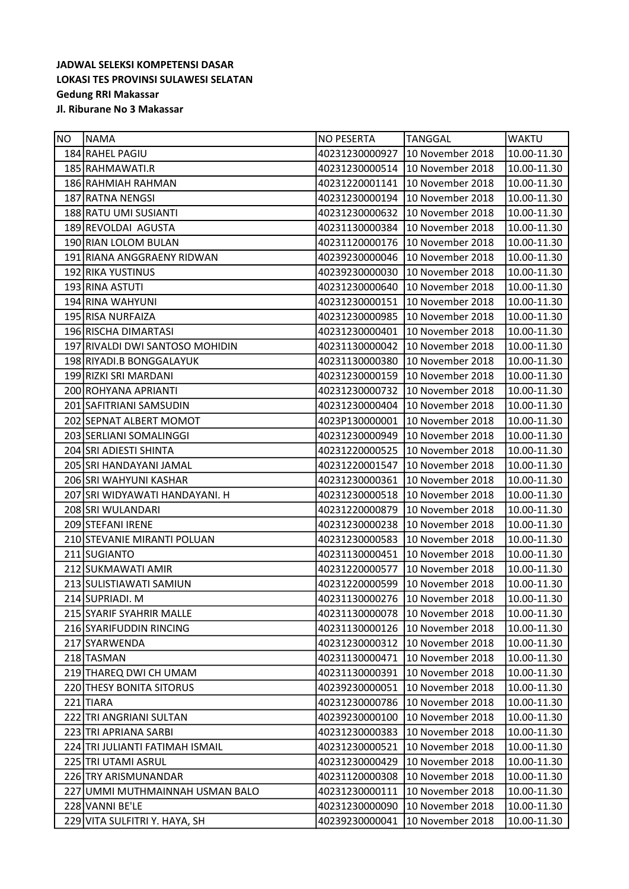**JADWAL SELEKSI KOMPETENSI DASAR**
**LOKASI TES PROVINSI SULAWESI SELATAN**
**Gedung RRI Makassar**
**Jl. Riburane No 3 Makassar**

| NO | NAMA | NO PESERTA | TANGGAL | WAKTU |
|---|---|---|---|---|
| 184 | RAHEL PAGIU | 40231230000927 | 10 November 2018 | 10.00-11.30 |
| 185 | RAHMAWATI.R | 40231230000514 | 10 November 2018 | 10.00-11.30 |
| 186 | RAHMIAH RAHMAN | 40231220001141 | 10 November 2018 | 10.00-11.30 |
| 187 | RATNA NENGSI | 40231230000194 | 10 November 2018 | 10.00-11.30 |
| 188 | RATU UMI SUSIANTI | 40231230000632 | 10 November 2018 | 10.00-11.30 |
| 189 | REVOLDAI AGUSTA | 40231130000384 | 10 November 2018 | 10.00-11.30 |
| 190 | RIAN LOLOM BULAN | 40231120000176 | 10 November 2018 | 10.00-11.30 |
| 191 | RIANA ANGGRAENY RIDWAN | 40239230000046 | 10 November 2018 | 10.00-11.30 |
| 192 | RIKA YUSTINUS | 40239230000030 | 10 November 2018 | 10.00-11.30 |
| 193 | RINA ASTUTI | 40231230000640 | 10 November 2018 | 10.00-11.30 |
| 194 | RINA WAHYUNI | 40231230000151 | 10 November 2018 | 10.00-11.30 |
| 195 | RISA NURFAIZA | 40231230000985 | 10 November 2018 | 10.00-11.30 |
| 196 | RISCHA DIMARTASI | 40231230000401 | 10 November 2018 | 10.00-11.30 |
| 197 | RIVALDI DWI SANTOSO MOHIDIN | 40231130000042 | 10 November 2018 | 10.00-11.30 |
| 198 | RIYADI.B BONGGALAYUK | 40231130000380 | 10 November 2018 | 10.00-11.30 |
| 199 | RIZKI SRI MARDANI | 40231230000159 | 10 November 2018 | 10.00-11.30 |
| 200 | ROHYANA APRIANTI | 40231230000732 | 10 November 2018 | 10.00-11.30 |
| 201 | SAFITRIANI SAMSUDIN | 40231230000404 | 10 November 2018 | 10.00-11.30 |
| 202 | SEPNAT ALBERT MOMOT | 4023P130000001 | 10 November 2018 | 10.00-11.30 |
| 203 | SERLIANI SOMALINGGI | 40231230000949 | 10 November 2018 | 10.00-11.30 |
| 204 | SRI ADIESTI SHINTA | 40231220000525 | 10 November 2018 | 10.00-11.30 |
| 205 | SRI HANDAYANI JAMAL | 40231220001547 | 10 November 2018 | 10.00-11.30 |
| 206 | SRI WAHYUNI KASHAR | 40231230000361 | 10 November 2018 | 10.00-11.30 |
| 207 | SRI WIDYAWATI HANDAYANI. H | 40231230000518 | 10 November 2018 | 10.00-11.30 |
| 208 | SRI WULANDARI | 40231220000879 | 10 November 2018 | 10.00-11.30 |
| 209 | STEFANI IRENE | 40231230000238 | 10 November 2018 | 10.00-11.30 |
| 210 | STEVANIE MIRANTI POLUAN | 40231230000583 | 10 November 2018 | 10.00-11.30 |
| 211 | SUGIANTO | 40231130000451 | 10 November 2018 | 10.00-11.30 |
| 212 | SUKMAWATI AMIR | 40231220000577 | 10 November 2018 | 10.00-11.30 |
| 213 | SULISTIAWATI SAMIUN | 40231220000599 | 10 November 2018 | 10.00-11.30 |
| 214 | SUPRIADI. M | 40231130000276 | 10 November 2018 | 10.00-11.30 |
| 215 | SYARIF SYAHRIR MALLE | 40231130000078 | 10 November 2018 | 10.00-11.30 |
| 216 | SYARIFUDDIN RINCING | 40231130000126 | 10 November 2018 | 10.00-11.30 |
| 217 | SYARWENDA | 40231230000312 | 10 November 2018 | 10.00-11.30 |
| 218 | TASMAN | 40231130000471 | 10 November 2018 | 10.00-11.30 |
| 219 | THAREQ DWI CH UMAM | 40231130000391 | 10 November 2018 | 10.00-11.30 |
| 220 | THESY BONITA SITORUS | 40239230000051 | 10 November 2018 | 10.00-11.30 |
| 221 | TIARA | 40231230000786 | 10 November 2018 | 10.00-11.30 |
| 222 | TRI ANGRIANI SULTAN | 40239230000100 | 10 November 2018 | 10.00-11.30 |
| 223 | TRI APRIANA SARBI | 40231230000383 | 10 November 2018 | 10.00-11.30 |
| 224 | TRI JULIANTI FATIMAH ISMAIL | 40231230000521 | 10 November 2018 | 10.00-11.30 |
| 225 | TRI UTAMI ASRUL | 40231230000429 | 10 November 2018 | 10.00-11.30 |
| 226 | TRY ARISMUNANDAR | 40231120000308 | 10 November 2018 | 10.00-11.30 |
| 227 | UMMI MUTHMAINNAH USMAN BALO | 40231230000111 | 10 November 2018 | 10.00-11.30 |
| 228 | VANNI BE'LE | 40231230000090 | 10 November 2018 | 10.00-11.30 |
| 229 | VITA SULFITRI Y. HAYA, SH | 40239230000041 | 10 November 2018 | 10.00-11.30 |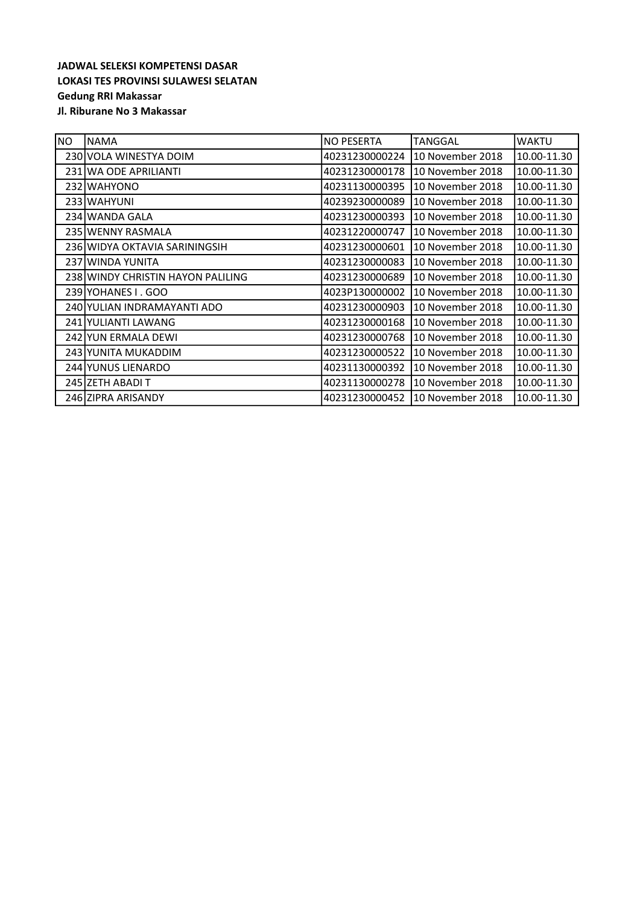**JADWAL SELEKSI KOMPETENSI DASAR**
**LOKASI TES PROVINSI SULAWESI SELATAN**
**Gedung RRI Makassar**
**Jl. Riburane No 3 Makassar**

| NO | NAMA | NO PESERTA | TANGGAL | WAKTU |
|---|---|---|---|---|
| 230 | VOLA WINESTYA DOIM | 40231230000224 | 10 November 2018 | 10.00-11.30 |
| 231 | WA ODE APRILIANTI | 40231230000178 | 10 November 2018 | 10.00-11.30 |
| 232 | WAHYONO | 40231130000395 | 10 November 2018 | 10.00-11.30 |
| 233 | WAHYUNI | 40239230000089 | 10 November 2018 | 10.00-11.30 |
| 234 | WANDA GALA | 40231230000393 | 10 November 2018 | 10.00-11.30 |
| 235 | WENNY RASMALA | 40231220000747 | 10 November 2018 | 10.00-11.30 |
| 236 | WIDYA OKTAVIA SARININGSIH | 40231230000601 | 10 November 2018 | 10.00-11.30 |
| 237 | WINDA YUNITA | 40231230000083 | 10 November 2018 | 10.00-11.30 |
| 238 | WINDY CHRISTIN HAYON PALILING | 40231230000689 | 10 November 2018 | 10.00-11.30 |
| 239 | YOHANES I . GOO | 4023P130000002 | 10 November 2018 | 10.00-11.30 |
| 240 | YULIAN INDRAMAYANTI ADO | 40231230000903 | 10 November 2018 | 10.00-11.30 |
| 241 | YULIANTI LAWANG | 40231230000168 | 10 November 2018 | 10.00-11.30 |
| 242 | YUN ERMALA DEWI | 40231230000768 | 10 November 2018 | 10.00-11.30 |
| 243 | YUNITA MUKADDIM | 40231230000522 | 10 November 2018 | 10.00-11.30 |
| 244 | YUNUS LIENARDO | 40231130000392 | 10 November 2018 | 10.00-11.30 |
| 245 | ZETH ABADI T | 40231130000278 | 10 November 2018 | 10.00-11.30 |
| 246 | ZIPRA ARISANDY | 40231230000452 | 10 November 2018 | 10.00-11.30 |